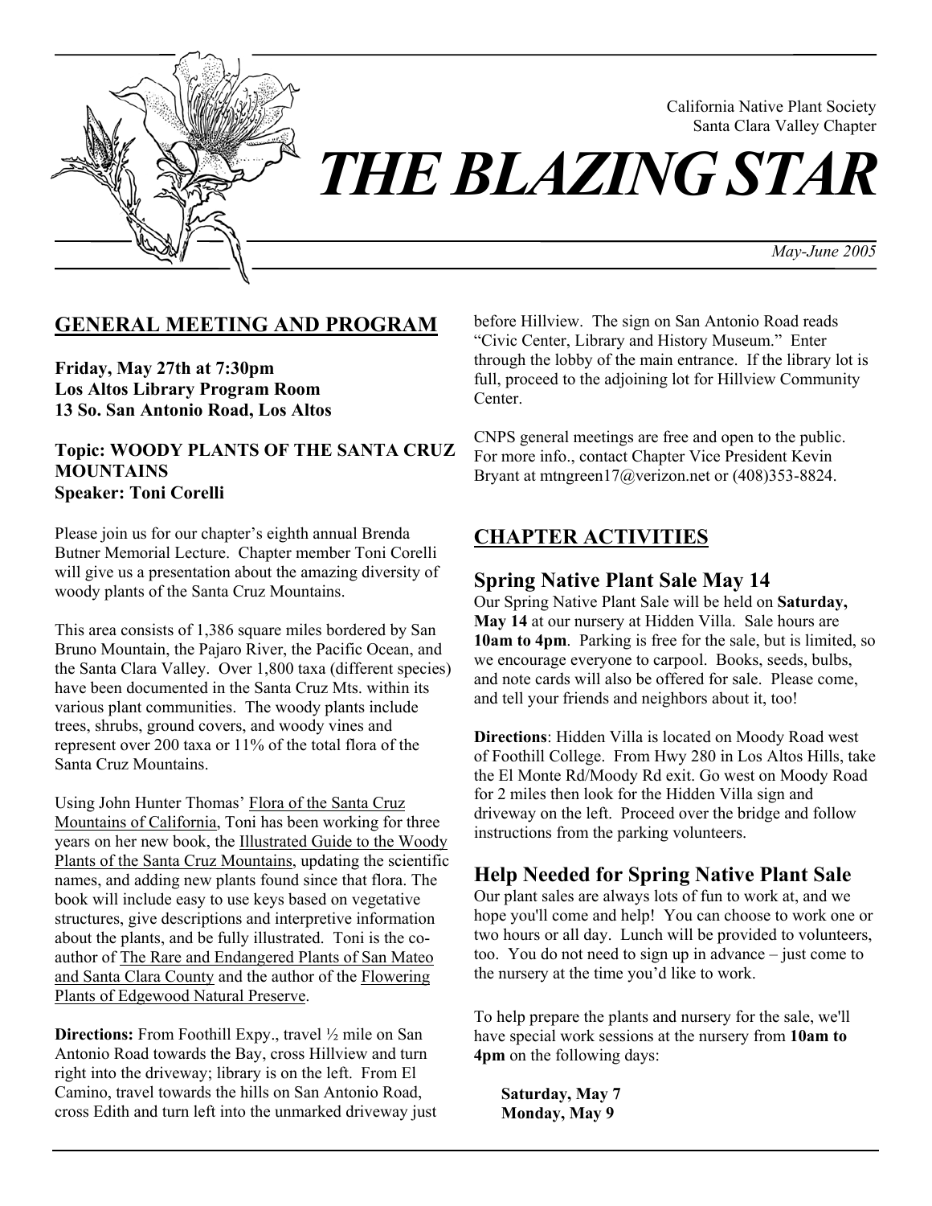California Native Plant Society
Santa Clara Valley Chapter

# THE BLAZING STAR

*May-June 2005*

## GENERAL MEETING AND PROGRAM

**Friday, May 27th at 7:30pm**
**Los Altos Library Program Room**
**13 So. San Antonio Road, Los Altos**

**Topic: WOODY PLANTS OF THE SANTA CRUZ MOUNTAINS**
**Speaker: Toni Corelli**

Please join us for our chapter's eighth annual Brenda Butner Memorial Lecture. Chapter member Toni Corelli will give us a presentation about the amazing diversity of woody plants of the Santa Cruz Mountains.

This area consists of 1,386 square miles bordered by San Bruno Mountain, the Pajaro River, the Pacific Ocean, and the Santa Clara Valley. Over 1,800 taxa (different species) have been documented in the Santa Cruz Mts. within its various plant communities. The woody plants include trees, shrubs, ground covers, and woody vines and represent over 200 taxa or 11% of the total flora of the Santa Cruz Mountains.

Using John Hunter Thomas' Flora of the Santa Cruz Mountains of California, Toni has been working for three years on her new book, the Illustrated Guide to the Woody Plants of the Santa Cruz Mountains, updating the scientific names, and adding new plants found since that flora. The book will include easy to use keys based on vegetative structures, give descriptions and interpretive information about the plants, and be fully illustrated. Toni is the co-author of The Rare and Endangered Plants of San Mateo and Santa Clara County and the author of the Flowering Plants of Edgewood Natural Preserve.

**Directions:** From Foothill Expy., travel ½ mile on San Antonio Road towards the Bay, cross Hillview and turn right into the driveway; library is on the left. From El Camino, travel towards the hills on San Antonio Road, cross Edith and turn left into the unmarked driveway just before Hillview. The sign on San Antonio Road reads "Civic Center, Library and History Museum." Enter through the lobby of the main entrance. If the library lot is full, proceed to the adjoining lot for Hillview Community Center.

CNPS general meetings are free and open to the public. For more info., contact Chapter Vice President Kevin Bryant at mtngreen17@verizon.net or (408)353-8824.

## CHAPTER ACTIVITIES

### Spring Native Plant Sale May 14

Our Spring Native Plant Sale will be held on **Saturday, May 14** at our nursery at Hidden Villa. Sale hours are **10am to 4pm**. Parking is free for the sale, but is limited, so we encourage everyone to carpool. Books, seeds, bulbs, and note cards will also be offered for sale. Please come, and tell your friends and neighbors about it, too!

**Directions**: Hidden Villa is located on Moody Road west of Foothill College. From Hwy 280 in Los Altos Hills, take the El Monte Rd/Moody Rd exit. Go west on Moody Road for 2 miles then look for the Hidden Villa sign and driveway on the left. Proceed over the bridge and follow instructions from the parking volunteers.

### Help Needed for Spring Native Plant Sale

Our plant sales are always lots of fun to work at, and we hope you'll come and help! You can choose to work one or two hours or all day. Lunch will be provided to volunteers, too. You do not need to sign up in advance – just come to the nursery at the time you'd like to work.

To help prepare the plants and nursery for the sale, we'll have special work sessions at the nursery from **10am to 4pm** on the following days:

**Saturday, May 7**
**Monday, May 9**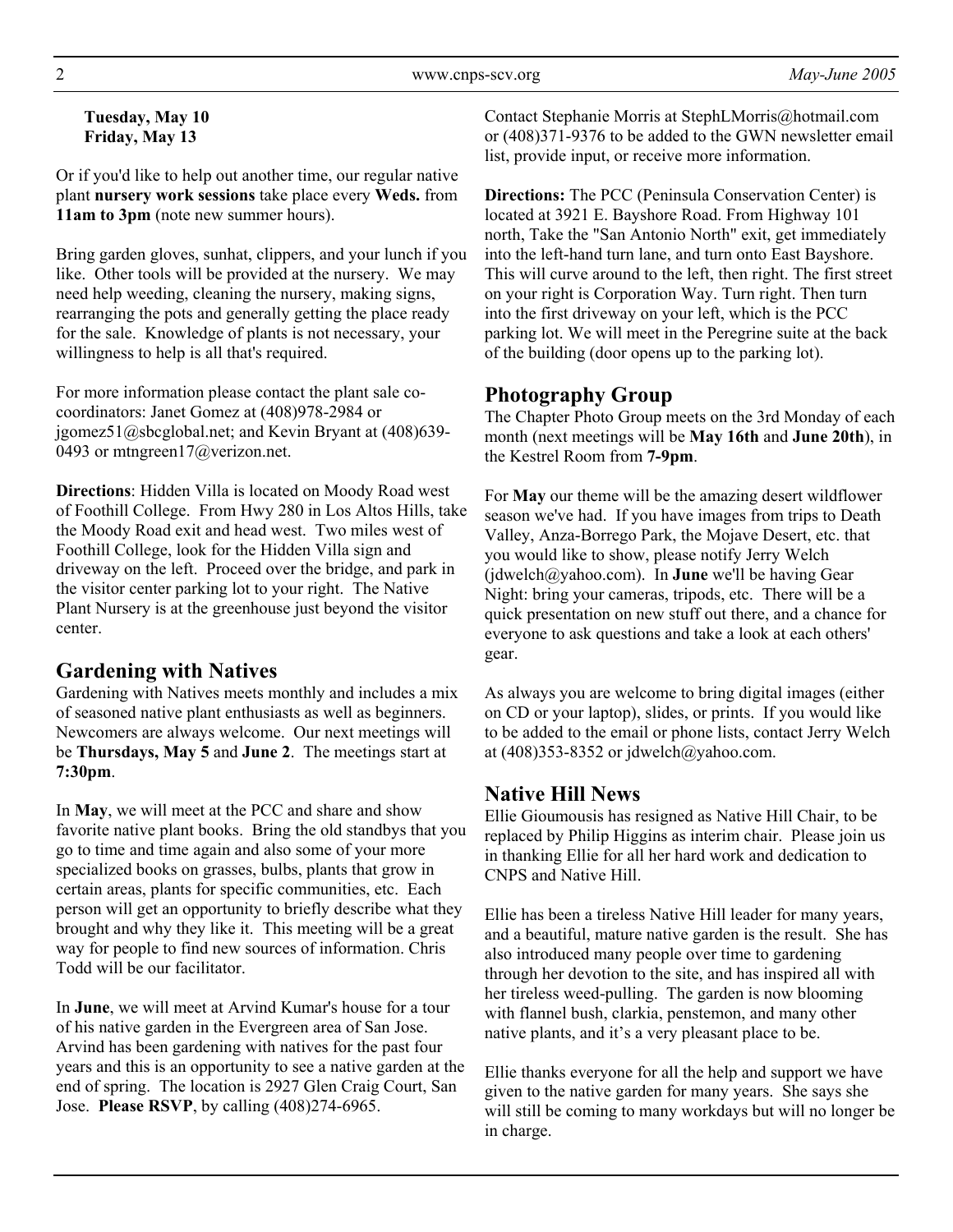**Tuesday, May 10**
**Friday, May 13**

Or if you'd like to help out another time, our regular native plant **nursery work sessions** take place every **Weds.** from **11am to 3pm** (note new summer hours).

Bring garden gloves, sunhat, clippers, and your lunch if you like. Other tools will be provided at the nursery. We may need help weeding, cleaning the nursery, making signs, rearranging the pots and generally getting the place ready for the sale. Knowledge of plants is not necessary, your willingness to help is all that's required.

For more information please contact the plant sale co-coordinators: Janet Gomez at (408)978-2984 or jgomez51@sbcglobal.net; and Kevin Bryant at (408)639-0493 or mtngreen17@verizon.net.

**Directions**: Hidden Villa is located on Moody Road west of Foothill College. From Hwy 280 in Los Altos Hills, take the Moody Road exit and head west. Two miles west of Foothill College, look for the Hidden Villa sign and driveway on the left. Proceed over the bridge, and park in the visitor center parking lot to your right. The Native Plant Nursery is at the greenhouse just beyond the visitor center.

## Gardening with Natives

Gardening with Natives meets monthly and includes a mix of seasoned native plant enthusiasts as well as beginners. Newcomers are always welcome. Our next meetings will be **Thursdays, May 5** and **June 2**. The meetings start at **7:30pm**.

In **May**, we will meet at the PCC and share and show favorite native plant books. Bring the old standbys that you go to time and time again and also some of your more specialized books on grasses, bulbs, plants that grow in certain areas, plants for specific communities, etc. Each person will get an opportunity to briefly describe what they brought and why they like it. This meeting will be a great way for people to find new sources of information. Chris Todd will be our facilitator.

In **June**, we will meet at Arvind Kumar's house for a tour of his native garden in the Evergreen area of San Jose. Arvind has been gardening with natives for the past four years and this is an opportunity to see a native garden at the end of spring. The location is 2927 Glen Craig Court, San Jose. **Please RSVP**, by calling (408)274-6965.

Contact Stephanie Morris at StephLMorris@hotmail.com or (408)371-9376 to be added to the GWN newsletter email list, provide input, or receive more information.

**Directions:** The PCC (Peninsula Conservation Center) is located at 3921 E. Bayshore Road. From Highway 101 north, Take the "San Antonio North" exit, get immediately into the left-hand turn lane, and turn onto East Bayshore. This will curve around to the left, then right. The first street on your right is Corporation Way. Turn right. Then turn into the first driveway on your left, which is the PCC parking lot. We will meet in the Peregrine suite at the back of the building (door opens up to the parking lot).

## Photography Group

The Chapter Photo Group meets on the 3rd Monday of each month (next meetings will be **May 16th** and **June 20th**), in the Kestrel Room from **7-9pm**.

For **May** our theme will be the amazing desert wildflower season we've had. If you have images from trips to Death Valley, Anza-Borrego Park, the Mojave Desert, etc. that you would like to show, please notify Jerry Welch (jdwelch@yahoo.com). In **June** we'll be having Gear Night: bring your cameras, tripods, etc. There will be a quick presentation on new stuff out there, and a chance for everyone to ask questions and take a look at each others' gear.

As always you are welcome to bring digital images (either on CD or your laptop), slides, or prints. If you would like to be added to the email or phone lists, contact Jerry Welch at (408)353-8352 or jdwelch@yahoo.com.

## Native Hill News

Ellie Gioumousis has resigned as Native Hill Chair, to be replaced by Philip Higgins as interim chair. Please join us in thanking Ellie for all her hard work and dedication to CNPS and Native Hill.

Ellie has been a tireless Native Hill leader for many years, and a beautiful, mature native garden is the result. She has also introduced many people over time to gardening through her devotion to the site, and has inspired all with her tireless weed-pulling. The garden is now blooming with flannel bush, clarkia, penstemon, and many other native plants, and it's a very pleasant place to be.

Ellie thanks everyone for all the help and support we have given to the native garden for many years. She says she will still be coming to many workdays but will no longer be in charge.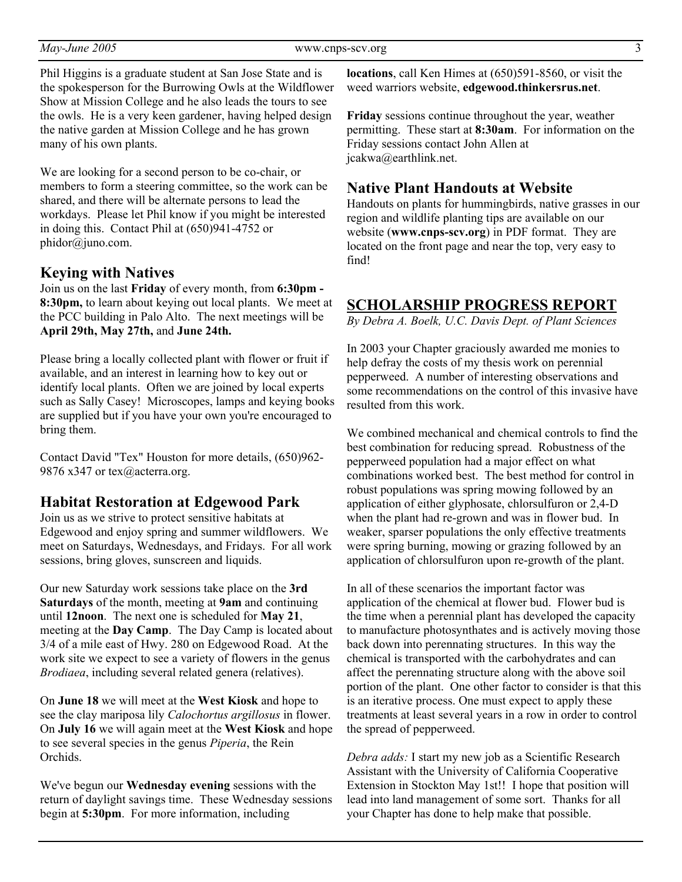Phil Higgins is a graduate student at San Jose State and is the spokesperson for the Burrowing Owls at the Wildflower Show at Mission College and he also leads the tours to see the owls. He is a very keen gardener, having helped design the native garden at Mission College and he has grown many of his own plants.

We are looking for a second person to be co-chair, or members to form a steering committee, so the work can be shared, and there will be alternate persons to lead the workdays. Please let Phil know if you might be interested in doing this. Contact Phil at (650)941-4752 or phidor@juno.com.

## Keying with Natives

Join us on the last **Friday** of every month, from **6:30pm - 8:30pm,** to learn about keying out local plants. We meet at the PCC building in Palo Alto. The next meetings will be **April 29th, May 27th,** and **June 24th.**

Please bring a locally collected plant with flower or fruit if available, and an interest in learning how to key out or identify local plants. Often we are joined by local experts such as Sally Casey! Microscopes, lamps and keying books are supplied but if you have your own you're encouraged to bring them.

Contact David "Tex" Houston for more details, (650)962-9876 x347 or tex@acterra.org.

## Habitat Restoration at Edgewood Park

Join us as we strive to protect sensitive habitats at Edgewood and enjoy spring and summer wildflowers. We meet on Saturdays, Wednesdays, and Fridays. For all work sessions, bring gloves, sunscreen and liquids.

Our new Saturday work sessions take place on the **3rd Saturdays** of the month, meeting at **9am** and continuing until **12noon**. The next one is scheduled for **May 21**, meeting at the **Day Camp**. The Day Camp is located about 3/4 of a mile east of Hwy. 280 on Edgewood Road. At the work site we expect to see a variety of flowers in the genus *Brodiaea*, including several related genera (relatives).

On **June 18** we will meet at the **West Kiosk** and hope to see the clay mariposa lily *Calochortus argillosus* in flower. On **July 16** we will again meet at the **West Kiosk** and hope to see several species in the genus *Piperia*, the Rein Orchids.

We've begun our **Wednesday evening** sessions with the return of daylight savings time. These Wednesday sessions begin at **5:30pm**. For more information, including **locations**, call Ken Himes at (650)591-8560, or visit the weed warriors website, **edgewood.thinkersrus.net**.

**Friday** sessions continue throughout the year, weather permitting. These start at **8:30am**. For information on the Friday sessions contact John Allen at jcakwa@earthlink.net.

## Native Plant Handouts at Website

Handouts on plants for hummingbirds, native grasses in our region and wildlife planting tips are available on our website (**www.cnps-scv.org**) in PDF format. They are located on the front page and near the top, very easy to find!

## SCHOLARSHIP PROGRESS REPORT

*By Debra A. Boelk, U.C. Davis Dept. of Plant Sciences*

In 2003 your Chapter graciously awarded me monies to help defray the costs of my thesis work on perennial pepperweed. A number of interesting observations and some recommendations on the control of this invasive have resulted from this work.

We combined mechanical and chemical controls to find the best combination for reducing spread. Robustness of the pepperweed population had a major effect on what combinations worked best. The best method for control in robust populations was spring mowing followed by an application of either glyphosate, chlorsulfuron or 2,4-D when the plant had re-grown and was in flower bud. In weaker, sparser populations the only effective treatments were spring burning, mowing or grazing followed by an application of chlorsulfuron upon re-growth of the plant.

In all of these scenarios the important factor was application of the chemical at flower bud. Flower bud is the time when a perennial plant has developed the capacity to manufacture photosynthates and is actively moving those back down into perennating structures. In this way the chemical is transported with the carbohydrates and can affect the perennating structure along with the above soil portion of the plant. One other factor to consider is that this is an iterative process. One must expect to apply these treatments at least several years in a row in order to control the spread of pepperweed.

*Debra adds:* I start my new job as a Scientific Research Assistant with the University of California Cooperative Extension in Stockton May 1st!! I hope that position will lead into land management of some sort. Thanks for all your Chapter has done to help make that possible.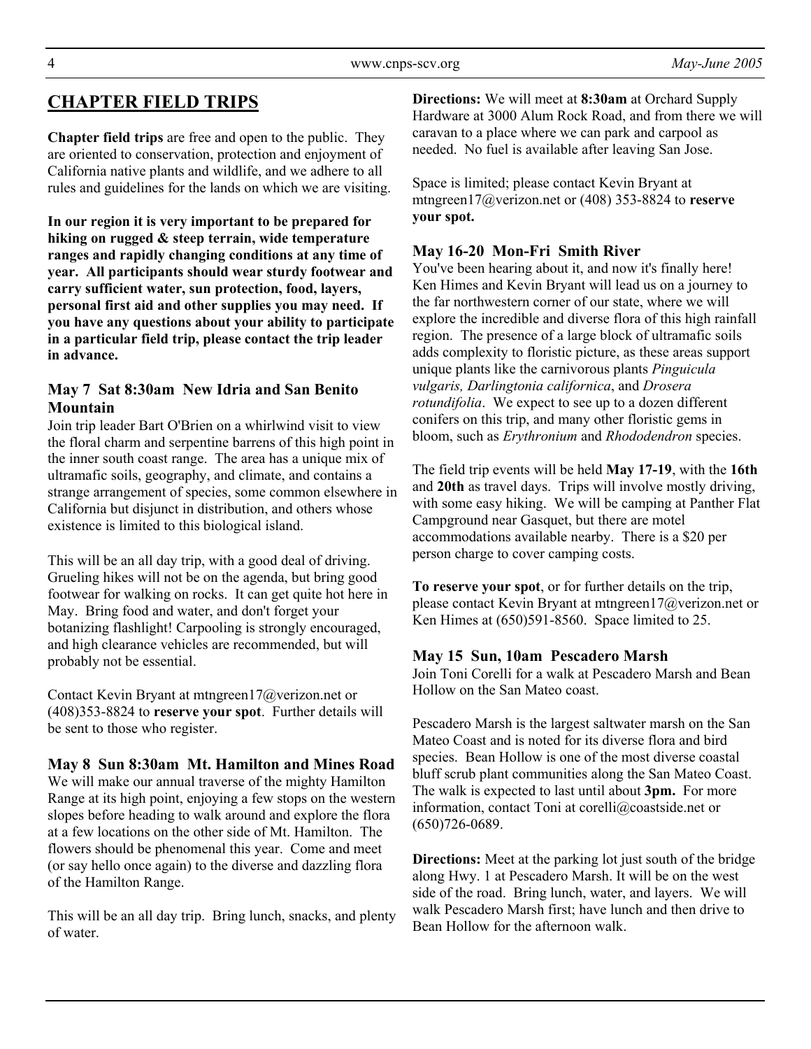## CHAPTER FIELD TRIPS

**Chapter field trips** are free and open to the public. They are oriented to conservation, protection and enjoyment of California native plants and wildlife, and we adhere to all rules and guidelines for the lands on which we are visiting.

**In our region it is very important to be prepared for hiking on rugged & steep terrain, wide temperature ranges and rapidly changing conditions at any time of year. All participants should wear sturdy footwear and carry sufficient water, sun protection, food, layers, personal first aid and other supplies you may need. If you have any questions about your ability to participate in a particular field trip, please contact the trip leader in advance.**

### May 7 Sat 8:30am New Idria and San Benito Mountain

Join trip leader Bart O'Brien on a whirlwind visit to view the floral charm and serpentine barrens of this high point in the inner south coast range. The area has a unique mix of ultramafic soils, geography, and climate, and contains a strange arrangement of species, some common elsewhere in California but disjunct in distribution, and others whose existence is limited to this biological island.

This will be an all day trip, with a good deal of driving. Grueling hikes will not be on the agenda, but bring good footwear for walking on rocks. It can get quite hot here in May. Bring food and water, and don't forget your botanizing flashlight! Carpooling is strongly encouraged, and high clearance vehicles are recommended, but will probably not be essential.

Contact Kevin Bryant at mtngreen17@verizon.net or (408)353-8824 to **reserve your spot**. Further details will be sent to those who register.

### May 8 Sun 8:30am Mt. Hamilton and Mines Road

We will make our annual traverse of the mighty Hamilton Range at its high point, enjoying a few stops on the western slopes before heading to walk around and explore the flora at a few locations on the other side of Mt. Hamilton. The flowers should be phenomenal this year. Come and meet (or say hello once again) to the diverse and dazzling flora of the Hamilton Range.

This will be an all day trip. Bring lunch, snacks, and plenty of water.

**Directions:** We will meet at **8:30am** at Orchard Supply Hardware at 3000 Alum Rock Road, and from there we will caravan to a place where we can park and carpool as needed. No fuel is available after leaving San Jose.

Space is limited; please contact Kevin Bryant at mtngreen17@verizon.net or (408) 353-8824 to **reserve your spot.**

### May 16-20 Mon-Fri Smith River

You've been hearing about it, and now it's finally here! Ken Himes and Kevin Bryant will lead us on a journey to the far northwestern corner of our state, where we will explore the incredible and diverse flora of this high rainfall region. The presence of a large block of ultramafic soils adds complexity to floristic picture, as these areas support unique plants like the carnivorous plants *Pinguicula vulgaris, Darlingtonia californica*, and *Drosera rotundifolia*. We expect to see up to a dozen different conifers on this trip, and many other floristic gems in bloom, such as *Erythronium* and *Rhododendron* species.

The field trip events will be held **May 17-19**, with the **16th** and **20th** as travel days. Trips will involve mostly driving, with some easy hiking. We will be camping at Panther Flat Campground near Gasquet, but there are motel accommodations available nearby. There is a $20 per person charge to cover camping costs.

**To reserve your spot**, or for further details on the trip, please contact Kevin Bryant at mtngreen17@verizon.net or Ken Himes at (650)591-8560. Space limited to 25.

### May 15 Sun, 10am Pescadero Marsh

Join Toni Corelli for a walk at Pescadero Marsh and Bean Hollow on the San Mateo coast.

Pescadero Marsh is the largest saltwater marsh on the San Mateo Coast and is noted for its diverse flora and bird species. Bean Hollow is one of the most diverse coastal bluff scrub plant communities along the San Mateo Coast. The walk is expected to last until about **3pm.** For more information, contact Toni at corelli@coastside.net or (650)726-0689.

**Directions:** Meet at the parking lot just south of the bridge along Hwy. 1 at Pescadero Marsh. It will be on the west side of the road. Bring lunch, water, and layers. We will walk Pescadero Marsh first; have lunch and then drive to Bean Hollow for the afternoon walk.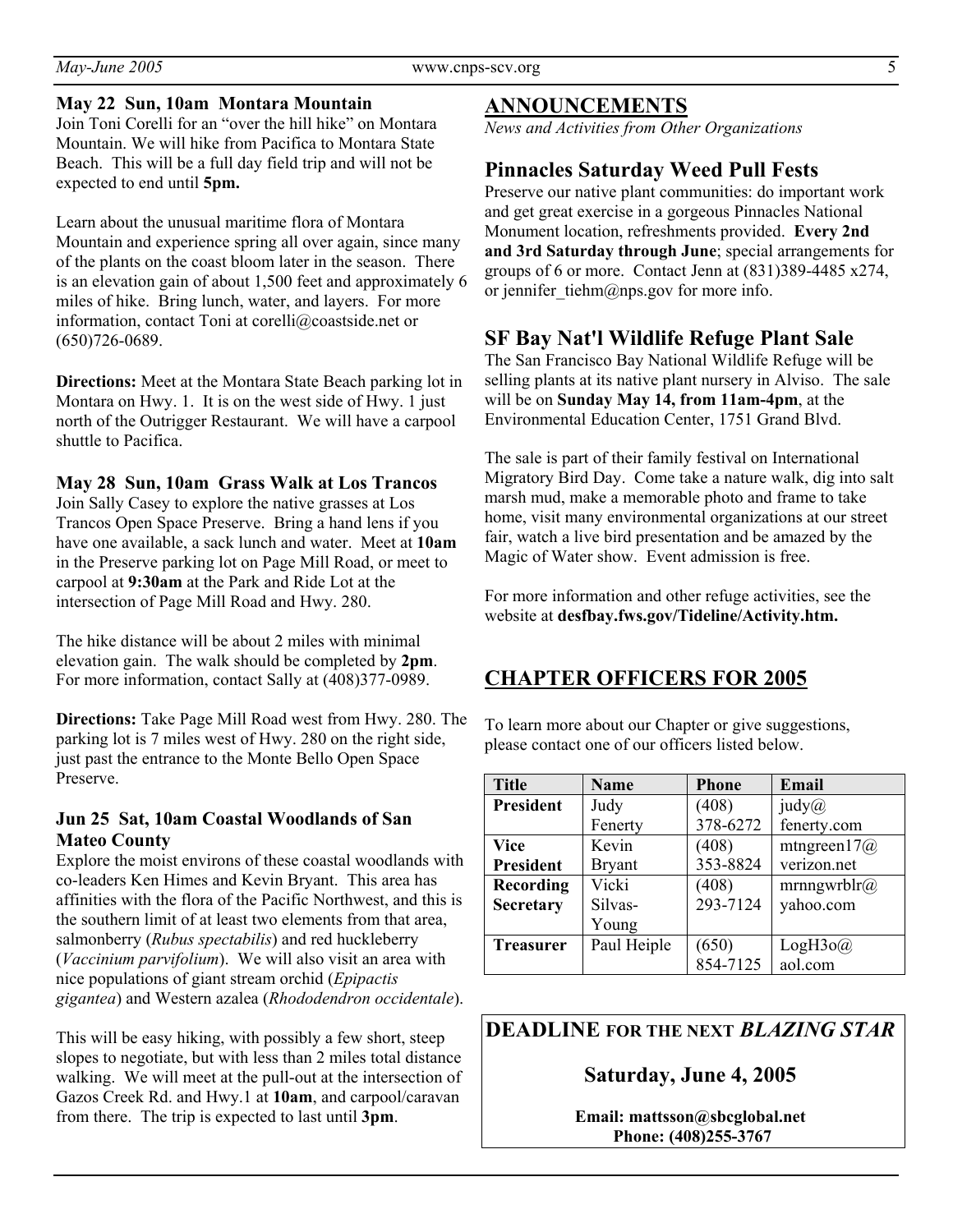**May 22 Sun, 10am Montara Mountain**

Join Toni Corelli for an "over the hill hike" on Montara Mountain. We will hike from Pacifica to Montara State Beach. This will be a full day field trip and will not be expected to end until **5pm.**

Learn about the unusual maritime flora of Montara Mountain and experience spring all over again, since many of the plants on the coast bloom later in the season. There is an elevation gain of about 1,500 feet and approximately 6 miles of hike. Bring lunch, water, and layers. For more information, contact Toni at corelli@coastside.net or (650)726-0689.

**Directions:** Meet at the Montara State Beach parking lot in Montara on Hwy. 1. It is on the west side of Hwy. 1 just north of the Outrigger Restaurant. We will have a carpool shuttle to Pacifica.

**May 28 Sun, 10am Grass Walk at Los Trancos**

Join Sally Casey to explore the native grasses at Los Trancos Open Space Preserve. Bring a hand lens if you have one available, a sack lunch and water. Meet at **10am** in the Preserve parking lot on Page Mill Road, or meet to carpool at **9:30am** at the Park and Ride Lot at the intersection of Page Mill Road and Hwy. 280.

The hike distance will be about 2 miles with minimal elevation gain. The walk should be completed by **2pm**. For more information, contact Sally at (408)377-0989.

**Directions:** Take Page Mill Road west from Hwy. 280. The parking lot is 7 miles west of Hwy. 280 on the right side, just past the entrance to the Monte Bello Open Space Preserve.

**Jun 25 Sat, 10am Coastal Woodlands of San Mateo County**

Explore the moist environs of these coastal woodlands with co-leaders Ken Himes and Kevin Bryant. This area has affinities with the flora of the Pacific Northwest, and this is the southern limit of at least two elements from that area, salmonberry (*Rubus spectabilis*) and red huckleberry (*Vaccinium parvifolium*). We will also visit an area with nice populations of giant stream orchid (*Epipactis gigantea*) and Western azalea (*Rhododendron occidentale*).

This will be easy hiking, with possibly a few short, steep slopes to negotiate, but with less than 2 miles total distance walking. We will meet at the pull-out at the intersection of Gazos Creek Rd. and Hwy.1 at **10am**, and carpool/caravan from there. The trip is expected to last until **3pm**.

## ANNOUNCEMENTS

*News and Activities from Other Organizations*

### Pinnacles Saturday Weed Pull Fests

Preserve our native plant communities: do important work and get great exercise in a gorgeous Pinnacles National Monument location, refreshments provided. **Every 2nd and 3rd Saturday through June**; special arrangements for groups of 6 or more. Contact Jenn at (831)389-4485 x274, or jennifer_tiehm@nps.gov for more info.

### SF Bay Nat'l Wildlife Refuge Plant Sale

The San Francisco Bay National Wildlife Refuge will be selling plants at its native plant nursery in Alviso. The sale will be on **Sunday May 14, from 11am-4pm**, at the Environmental Education Center, 1751 Grand Blvd.

The sale is part of their family festival on International Migratory Bird Day. Come take a nature walk, dig into salt marsh mud, make a memorable photo and frame to take home, visit many environmental organizations at our street fair, watch a live bird presentation and be amazed by the Magic of Water show. Event admission is free.

For more information and other refuge activities, see the website at **desfbay.fws.gov/Tideline/Activity.htm.**

## CHAPTER OFFICERS FOR 2005

To learn more about our Chapter or give suggestions, please contact one of our officers listed below.

| Title | Name | Phone | Email |
|---|---|---|---|
| **President** | Judy Fenerty | (408) 378-6272 | judy@fenerty.com |
| **Vice President** | Kevin Bryant | (408) 353-8824 | mtngreen17@verizon.net |
| **Recording Secretary** | Vicki Silvas-Young | (408) 293-7124 | mrnngwrblr@yahoo.com |
| **Treasurer** | Paul Heiple | (650) 854-7125 | LogH3o@aol.com |

**DEADLINE FOR THE NEXT *BLAZING STAR***

**Saturday, June 4, 2005**

**Email: mattsson@sbcglobal.net**
**Phone: (408)255-3767**